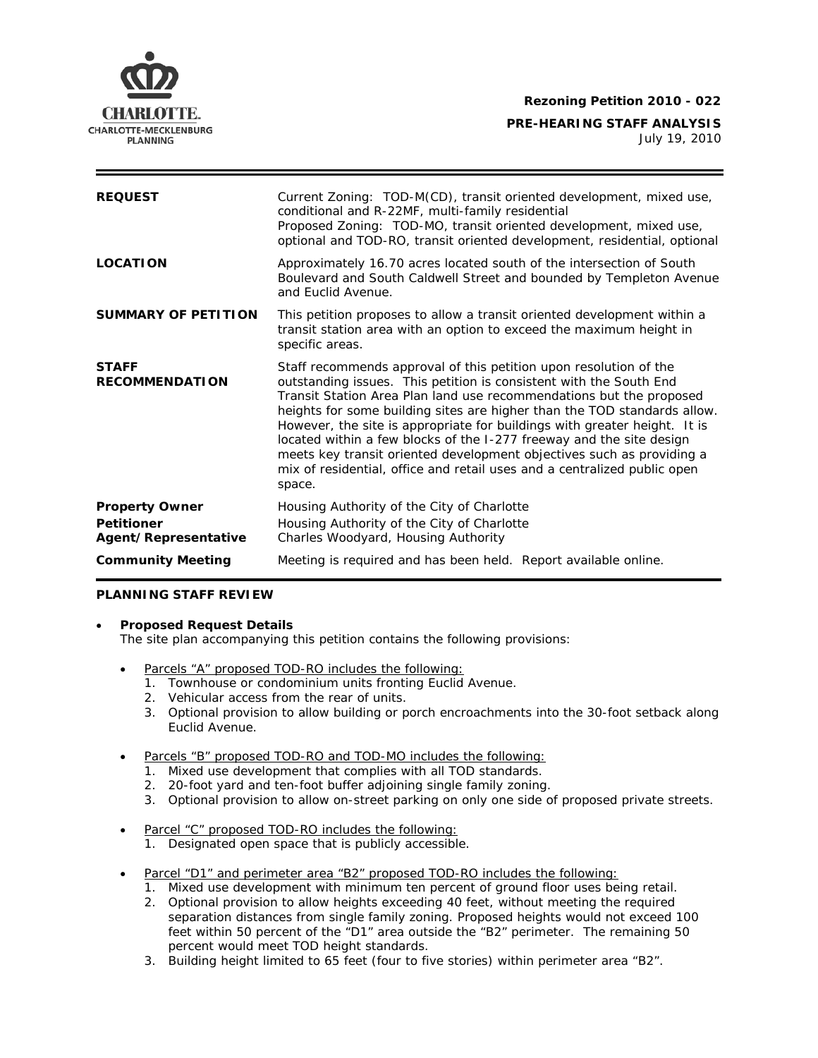**Rezoning Petition 2010 - 022**

**PRE-HEARING STAFF ANALYSIS**
July 19, 2010

| | |
|---|---|
| **REQUEST** | Current Zoning: TOD-M(CD), transit oriented development, mixed use, conditional and R-22MF, multi-family residential<br>Proposed Zoning: TOD-MO, transit oriented development, mixed use, optional and TOD-RO, transit oriented development, residential, optional |
| **LOCATION** | Approximately 16.70 acres located south of the intersection of South Boulevard and South Caldwell Street and bounded by Templeton Avenue and Euclid Avenue. |
| **SUMMARY OF PETITION** | This petition proposes to allow a transit oriented development within a transit station area with an option to exceed the maximum height in specific areas. |
| **STAFF RECOMMENDATION** | Staff recommends approval of this petition upon resolution of the outstanding issues. This petition is consistent with the South End Transit Station Area Plan land use recommendations but the proposed heights for some building sites are higher than the TOD standards allow. However, the site is appropriate for buildings with greater height. It is located within a few blocks of the I-277 freeway and the site design meets key transit oriented development objectives such as providing a mix of residential, office and retail uses and a centralized public open space. |
| **Property Owner**<br>**Petitioner**<br>**Agent/Representative** | Housing Authority of the City of Charlotte<br>Housing Authority of the City of Charlotte<br>Charles Woodyard, Housing Authority |
| **Community Meeting** | Meeting is required and has been held. Report available online. |

## PLANNING STAFF REVIEW

- **Proposed Request Details**
  The site plan accompanying this petition contains the following provisions:

  - Parcels "A" proposed TOD-RO includes the following:
    1. Townhouse or condominium units fronting Euclid Avenue.
    2. Vehicular access from the rear of units.
    3. Optional provision to allow building or porch encroachments into the 30-foot setback along Euclid Avenue.

  - Parcels "B" proposed TOD-RO and TOD-MO includes the following:
    1. Mixed use development that complies with all TOD standards.
    2. 20-foot yard and ten-foot buffer adjoining single family zoning.
    3. Optional provision to allow on-street parking on only one side of proposed private streets.

  - Parcel "C" proposed TOD-RO includes the following:
    1. Designated open space that is publicly accessible.

  - Parcel "D1" and perimeter area "B2" proposed TOD-RO includes the following:
    1. Mixed use development with minimum ten percent of ground floor uses being retail.
    2. Optional provision to allow heights exceeding 40 feet, without meeting the required separation distances from single family zoning. Proposed heights would not exceed 100 feet within 50 percent of the "D1" area outside the "B2" perimeter. The remaining 50 percent would meet TOD height standards.
    3. Building height limited to 65 feet (four to five stories) within perimeter area "B2".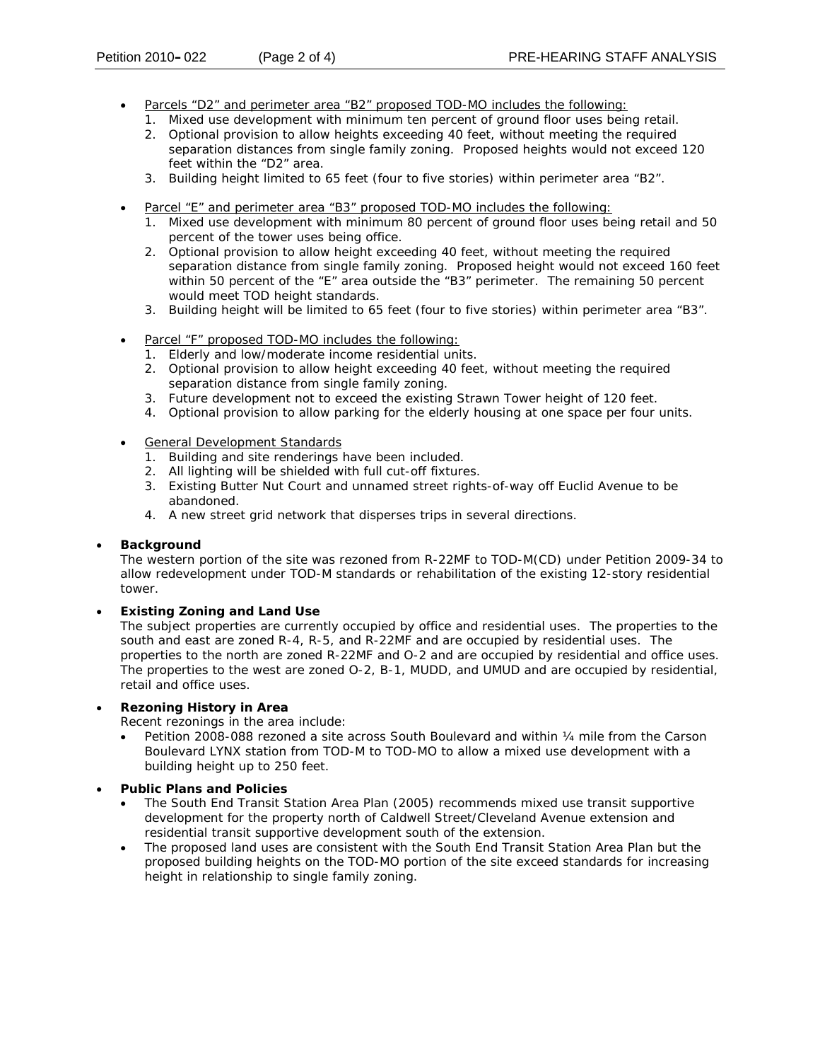- Parcels "D2" and perimeter area "B2" proposed TOD-MO includes the following:
  1. Mixed use development with minimum ten percent of ground floor uses being retail.
  2. Optional provision to allow heights exceeding 40 feet, without meeting the required separation distances from single family zoning. Proposed heights would not exceed 120 feet within the "D2" area.
  3. Building height limited to 65 feet (four to five stories) within perimeter area "B2".

- Parcel "E" and perimeter area "B3" proposed TOD-MO includes the following:
  1. Mixed use development with minimum 80 percent of ground floor uses being retail and 50 percent of the tower uses being office.
  2. Optional provision to allow height exceeding 40 feet, without meeting the required separation distance from single family zoning. Proposed height would not exceed 160 feet within 50 percent of the "E" area outside the "B3" perimeter. The remaining 50 percent would meet TOD height standards.
  3. Building height will be limited to 65 feet (four to five stories) within perimeter area "B3".

- Parcel "F" proposed TOD-MO includes the following:
  1. Elderly and low/moderate income residential units.
  2. Optional provision to allow height exceeding 40 feet, without meeting the required separation distance from single family zoning.
  3. Future development not to exceed the existing Strawn Tower height of 120 feet.
  4. Optional provision to allow parking for the elderly housing at one space per four units.

- General Development Standards
  1. Building and site renderings have been included.
  2. All lighting will be shielded with full cut-off fixtures.
  3. Existing Butter Nut Court and unnamed street rights-of-way off Euclid Avenue to be abandoned.
  4. A new street grid network that disperses trips in several directions.

- **Background**

  The western portion of the site was rezoned from R-22MF to TOD-M(CD) under Petition 2009-34 to allow redevelopment under TOD-M standards or rehabilitation of the existing 12-story residential tower.

- **Existing Zoning and Land Use**

  The subject properties are currently occupied by office and residential uses. The properties to the south and east are zoned R-4, R-5, and R-22MF and are occupied by residential uses. The properties to the north are zoned R-22MF and O-2 and are occupied by residential and office uses. The properties to the west are zoned O-2, B-1, MUDD, and UMUD and are occupied by residential, retail and office uses.

- **Rezoning History in Area**

  Recent rezonings in the area include:
  - Petition 2008-088 rezoned a site across South Boulevard and within ¼ mile from the Carson Boulevard LYNX station from TOD-M to TOD-MO to allow a mixed use development with a building height up to 250 feet.

- **Public Plans and Policies**
  - The South End Transit Station Area Plan (2005) recommends mixed use transit supportive development for the property north of Caldwell Street/Cleveland Avenue extension and residential transit supportive development south of the extension.
  - The proposed land uses are consistent with the South End Transit Station Area Plan but the proposed building heights on the TOD-MO portion of the site exceed standards for increasing height in relationship to single family zoning.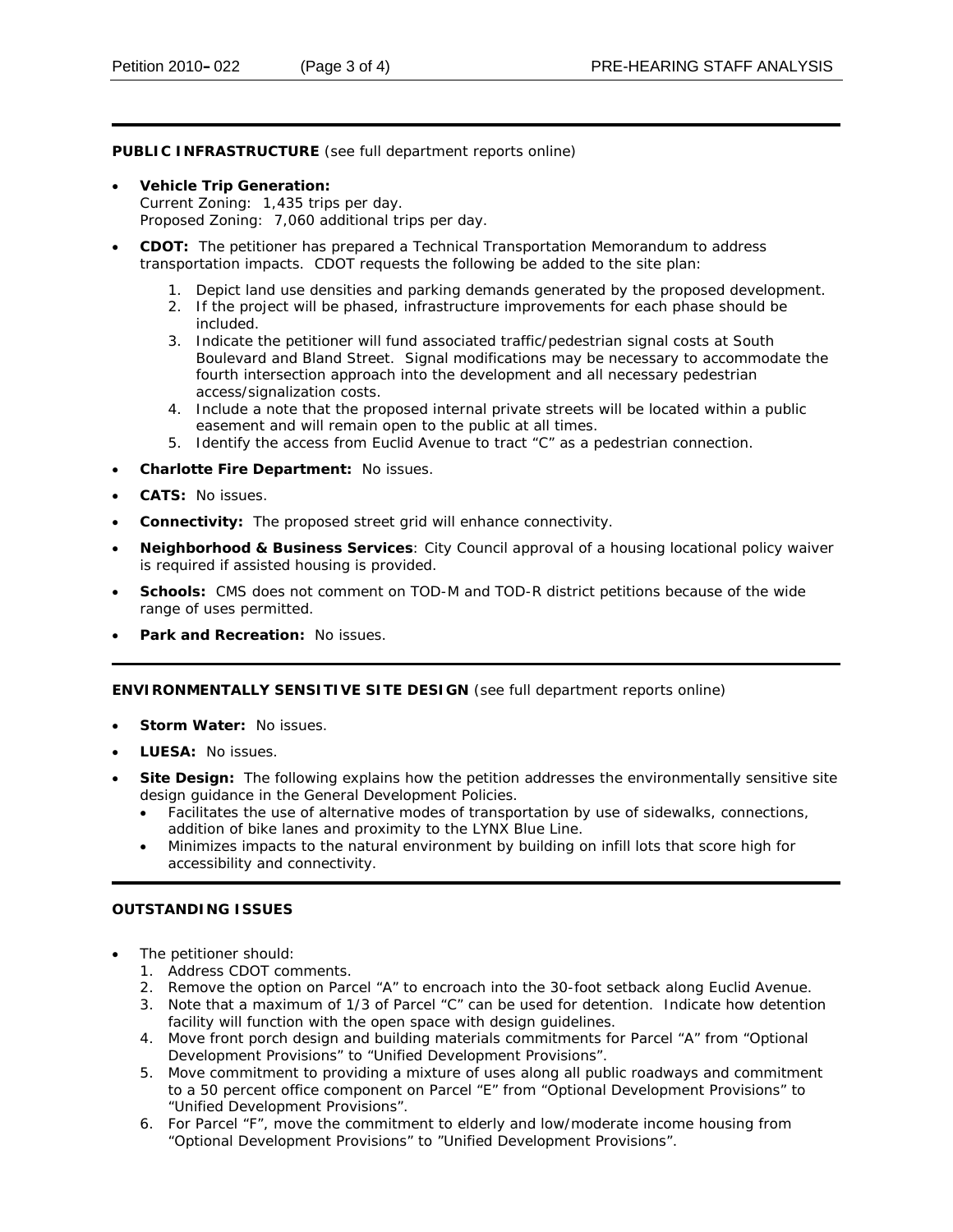**PUBLIC INFRASTRUCTURE** (see full department reports online)

- **Vehicle Trip Generation:**
  Current Zoning: 1,435 trips per day.
  Proposed Zoning: 7,060 additional trips per day.
- **CDOT:** The petitioner has prepared a Technical Transportation Memorandum to address transportation impacts. CDOT requests the following be added to the site plan:
  1. Depict land use densities and parking demands generated by the proposed development.
  2. If the project will be phased, infrastructure improvements for each phase should be included.
  3. Indicate the petitioner will fund associated traffic/pedestrian signal costs at South Boulevard and Bland Street. Signal modifications may be necessary to accommodate the fourth intersection approach into the development and all necessary pedestrian access/signalization costs.
  4. Include a note that the proposed internal private streets will be located within a public easement and will remain open to the public at all times.
  5. Identify the access from Euclid Avenue to tract "C" as a pedestrian connection.
- **Charlotte Fire Department:** No issues.
- **CATS:** No issues.
- **Connectivity:** The proposed street grid will enhance connectivity.
- **Neighborhood & Business Services**: City Council approval of a housing locational policy waiver is required if assisted housing is provided.
- **Schools:** CMS does not comment on TOD-M and TOD-R district petitions because of the wide range of uses permitted.
- **Park and Recreation:** No issues.

**ENVIRONMENTALLY SENSITIVE SITE DESIGN** (see full department reports online)

- **Storm Water:** No issues.
- **LUESA:** No issues.
- **Site Design:** The following explains how the petition addresses the environmentally sensitive site design guidance in the General Development Policies.
  - Facilitates the use of alternative modes of transportation by use of sidewalks, connections, addition of bike lanes and proximity to the LYNX Blue Line.
  - Minimizes impacts to the natural environment by building on infill lots that score high for accessibility and connectivity.

**OUTSTANDING ISSUES**

- The petitioner should:
  1. Address CDOT comments.
  2. Remove the option on Parcel "A" to encroach into the 30-foot setback along Euclid Avenue.
  3. Note that a maximum of 1/3 of Parcel "C" can be used for detention. Indicate how detention facility will function with the open space with design guidelines.
  4. Move front porch design and building materials commitments for Parcel "A" from "Optional Development Provisions" to "Unified Development Provisions".
  5. Move commitment to providing a mixture of uses along all public roadways and commitment to a 50 percent office component on Parcel "E" from "Optional Development Provisions" to "Unified Development Provisions".
  6. For Parcel "F", move the commitment to elderly and low/moderate income housing from "Optional Development Provisions" to "Unified Development Provisions".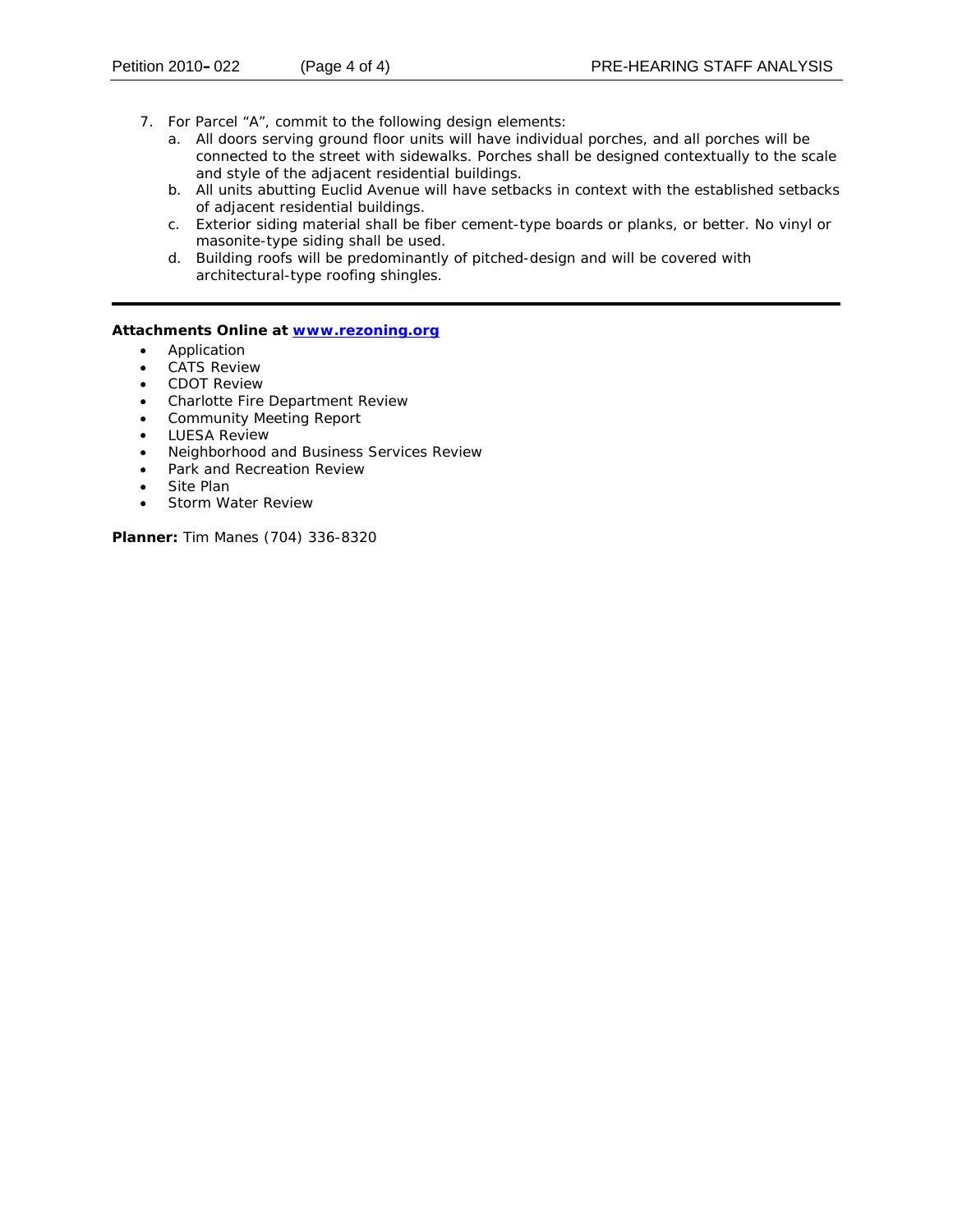7. For Parcel "A", commit to the following design elements:
   a. All doors serving ground floor units will have individual porches, and all porches will be connected to the street with sidewalks. Porches shall be designed contextually to the scale and style of the adjacent residential buildings.
   b. All units abutting Euclid Avenue will have setbacks in context with the established setbacks of adjacent residential buildings.
   c. Exterior siding material shall be fiber cement-type boards or planks, or better. No vinyl or masonite-type siding shall be used.
   d. Building roofs will be predominantly of pitched-design and will be covered with architectural-type roofing shingles.

---

**Attachments Online at [www.rezoning.org](http://www.rezoning.org)**

- Application
- CATS Review
- CDOT Review
- Charlotte Fire Department Review
- Community Meeting Report
- LUESA Review
- Neighborhood and Business Services Review
- Park and Recreation Review
- Site Plan
- Storm Water Review

**Planner:** Tim Manes (704) 336-8320